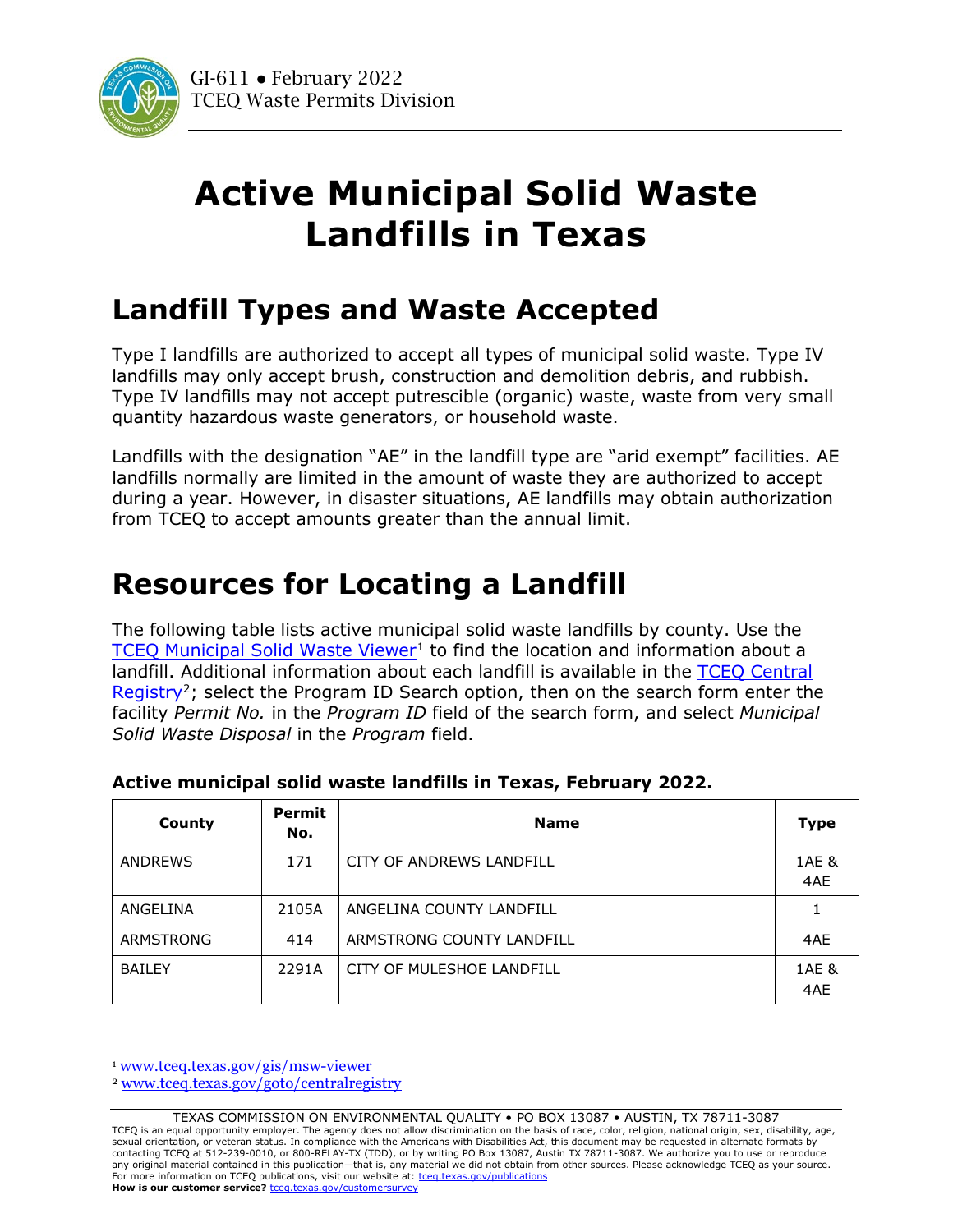GI-611 ● February 2022
TCEQ Waste Permits Division

# Active Municipal Solid Waste Landfills in Texas

## Landfill Types and Waste Accepted

Type I landfills are authorized to accept all types of municipal solid waste. Type IV landfills may only accept brush, construction and demolition debris, and rubbish. Type IV landfills may not accept putrescible (organic) waste, waste from very small quantity hazardous waste generators, or household waste.

Landfills with the designation "AE" in the landfill type are "arid exempt" facilities. AE landfills normally are limited in the amount of waste they are authorized to accept during a year. However, in disaster situations, AE landfills may obtain authorization from TCEQ to accept amounts greater than the annual limit.

## Resources for Locating a Landfill

The following table lists active municipal solid waste landfills by county. Use the TCEQ Municipal Solid Waste Viewer[1] to find the location and information about a landfill. Additional information about each landfill is available in the TCEQ Central Registry[2]; select the Program ID Search option, then on the search form enter the facility *Permit No.* in the *Program ID* field of the search form, and select *Municipal Solid Waste Disposal* in the *Program* field.

**Active municipal solid waste landfills in Texas, February 2022.**

| County | Permit No. | Name | Type |
|---|---|---|---|
| ANDREWS | 171 | CITY OF ANDREWS LANDFILL | 1AE & 4AE |
| ANGELINA | 2105A | ANGELINA COUNTY LANDFILL | 1 |
| ARMSTRONG | 414 | ARMSTRONG COUNTY LANDFILL | 4AE |
| BAILEY | 2291A | CITY OF MULESHOE LANDFILL | 1AE & 4AE |

[1] www.tceq.texas.gov/gis/msw-viewer
[2] www.tceq.texas.gov/goto/centralregistry

TEXAS COMMISSION ON ENVIRONMENTAL QUALITY • PO BOX 13087 • AUSTIN, TX 78711-3087
TCEQ is an equal opportunity employer. The agency does not allow discrimination on the basis of race, color, religion, national origin, sex, disability, age, sexual orientation, or veteran status. In compliance with the Americans with Disabilities Act, this document may be requested in alternate formats by contacting TCEQ at 512-239-0010, or 800-RELAY-TX (TDD), or by writing PO Box 13087, Austin TX 78711-3087. We authorize you to use or reproduce any original material contained in this publication—that is, any material we did not obtain from other sources. Please acknowledge TCEQ as your source. For more information on TCEQ publications, visit our website at: tceq.texas.gov/publications
**How is our customer service?** tceq.texas.gov/customersurvey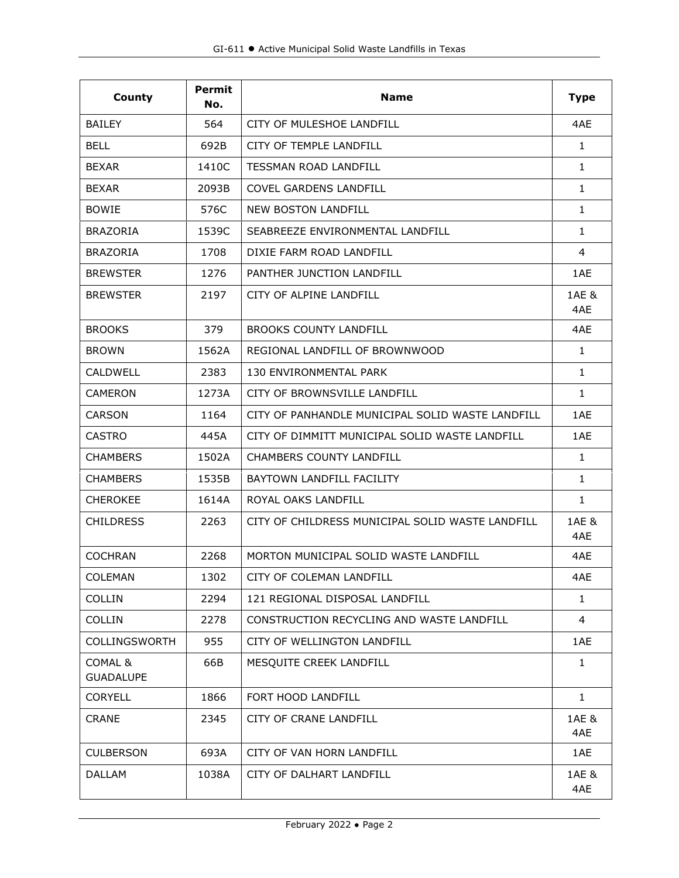| County | Permit No. | Name | Type |
|---|---|---|---|
| BAILEY | 564 | CITY OF MULESHOE LANDFILL | 4AE |
| BELL | 692B | CITY OF TEMPLE LANDFILL | 1 |
| BEXAR | 1410C | TESSMAN ROAD LANDFILL | 1 |
| BEXAR | 2093B | COVEL GARDENS LANDFILL | 1 |
| BOWIE | 576C | NEW BOSTON LANDFILL | 1 |
| BRAZORIA | 1539C | SEABREEZE ENVIRONMENTAL LANDFILL | 1 |
| BRAZORIA | 1708 | DIXIE FARM ROAD LANDFILL | 4 |
| BREWSTER | 1276 | PANTHER JUNCTION LANDFILL | 1AE |
| BREWSTER | 2197 | CITY OF ALPINE LANDFILL | 1AE & 4AE |
| BROOKS | 379 | BROOKS COUNTY LANDFILL | 4AE |
| BROWN | 1562A | REGIONAL LANDFILL OF BROWNWOOD | 1 |
| CALDWELL | 2383 | 130 ENVIRONMENTAL PARK | 1 |
| CAMERON | 1273A | CITY OF BROWNSVILLE LANDFILL | 1 |
| CARSON | 1164 | CITY OF PANHANDLE MUNICIPAL SOLID WASTE LANDFILL | 1AE |
| CASTRO | 445A | CITY OF DIMMITT MUNICIPAL SOLID WASTE LANDFILL | 1AE |
| CHAMBERS | 1502A | CHAMBERS COUNTY LANDFILL | 1 |
| CHAMBERS | 1535B | BAYTOWN LANDFILL FACILITY | 1 |
| CHEROKEE | 1614A | ROYAL OAKS LANDFILL | 1 |
| CHILDRESS | 2263 | CITY OF CHILDRESS MUNICIPAL SOLID WASTE LANDFILL | 1AE & 4AE |
| COCHRAN | 2268 | MORTON MUNICIPAL SOLID WASTE LANDFILL | 4AE |
| COLEMAN | 1302 | CITY OF COLEMAN LANDFILL | 4AE |
| COLLIN | 2294 | 121 REGIONAL DISPOSAL LANDFILL | 1 |
| COLLIN | 2278 | CONSTRUCTION RECYCLING AND WASTE LANDFILL | 4 |
| COLLINGSWORTH | 955 | CITY OF WELLINGTON LANDFILL | 1AE |
| COMAL & GUADALUPE | 66B | MESQUITE CREEK LANDFILL | 1 |
| CORYELL | 1866 | FORT HOOD LANDFILL | 1 |
| CRANE | 2345 | CITY OF CRANE LANDFILL | 1AE & 4AE |
| CULBERSON | 693A | CITY OF VAN HORN LANDFILL | 1AE |
| DALLAM | 1038A | CITY OF DALHART LANDFILL | 1AE & 4AE |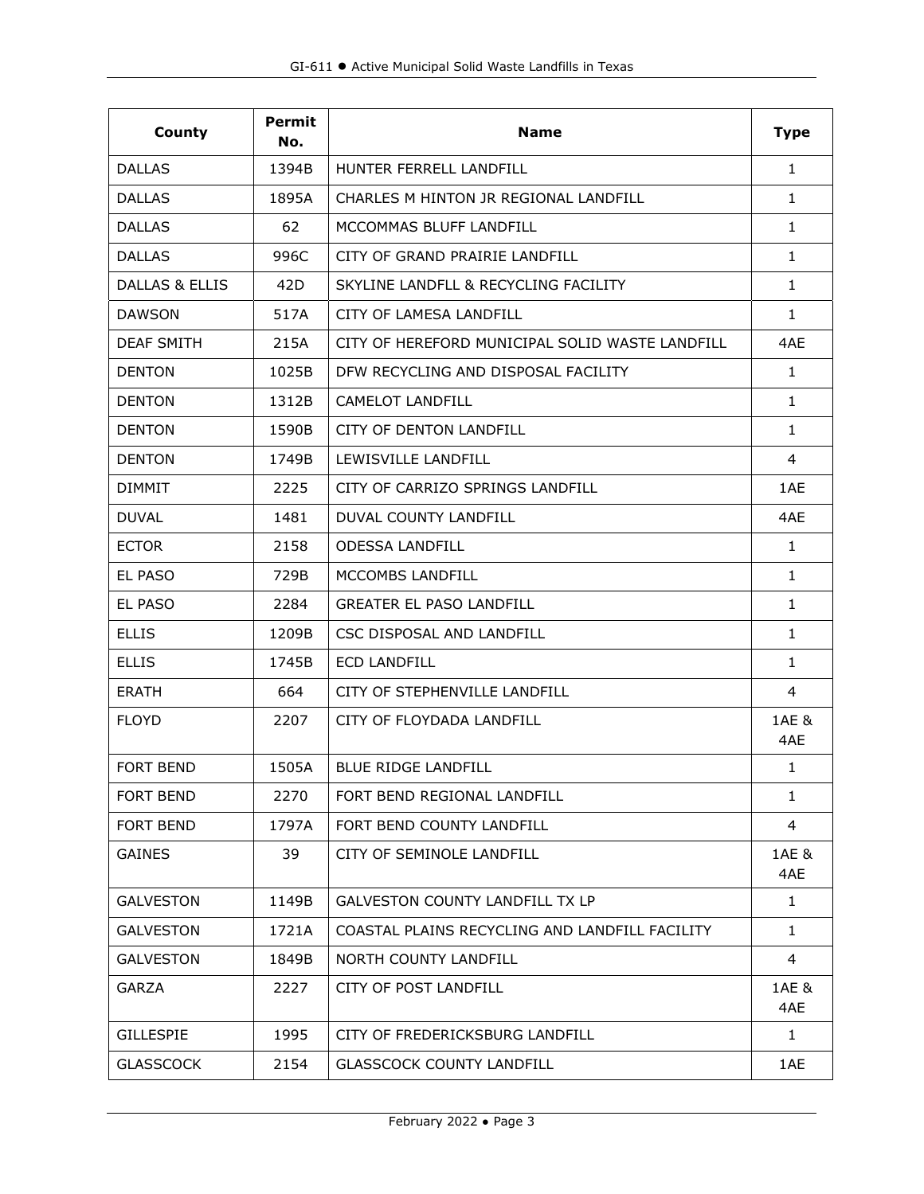| County | Permit No. | Name | Type |
|---|---|---|---|
| DALLAS | 1394B | HUNTER FERRELL LANDFILL | 1 |
| DALLAS | 1895A | CHARLES M HINTON JR REGIONAL LANDFILL | 1 |
| DALLAS | 62 | MCCOMMAS BLUFF LANDFILL | 1 |
| DALLAS | 996C | CITY OF GRAND PRAIRIE LANDFILL | 1 |
| DALLAS & ELLIS | 42D | SKYLINE LANDFLL & RECYCLING FACILITY | 1 |
| DAWSON | 517A | CITY OF LAMESA LANDFILL | 1 |
| DEAF SMITH | 215A | CITY OF HEREFORD MUNICIPAL SOLID WASTE LANDFILL | 4AE |
| DENTON | 1025B | DFW RECYCLING AND DISPOSAL FACILITY | 1 |
| DENTON | 1312B | CAMELOT LANDFILL | 1 |
| DENTON | 1590B | CITY OF DENTON LANDFILL | 1 |
| DENTON | 1749B | LEWISVILLE LANDFILL | 4 |
| DIMMIT | 2225 | CITY OF CARRIZO SPRINGS LANDFILL | 1AE |
| DUVAL | 1481 | DUVAL COUNTY LANDFILL | 4AE |
| ECTOR | 2158 | ODESSA LANDFILL | 1 |
| EL PASO | 729B | MCCOMBS LANDFILL | 1 |
| EL PASO | 2284 | GREATER EL PASO LANDFILL | 1 |
| ELLIS | 1209B | CSC DISPOSAL AND LANDFILL | 1 |
| ELLIS | 1745B | ECD LANDFILL | 1 |
| ERATH | 664 | CITY OF STEPHENVILLE LANDFILL | 4 |
| FLOYD | 2207 | CITY OF FLOYDADA LANDFILL | 1AE & 4AE |
| FORT BEND | 1505A | BLUE RIDGE LANDFILL | 1 |
| FORT BEND | 2270 | FORT BEND REGIONAL LANDFILL | 1 |
| FORT BEND | 1797A | FORT BEND COUNTY LANDFILL | 4 |
| GAINES | 39 | CITY OF SEMINOLE LANDFILL | 1AE & 4AE |
| GALVESTON | 1149B | GALVESTON COUNTY LANDFILL TX LP | 1 |
| GALVESTON | 1721A | COASTAL PLAINS RECYCLING AND LANDFILL FACILITY | 1 |
| GALVESTON | 1849B | NORTH COUNTY LANDFILL | 4 |
| GARZA | 2227 | CITY OF POST LANDFILL | 1AE & 4AE |
| GILLESPIE | 1995 | CITY OF FREDERICKSBURG LANDFILL | 1 |
| GLASSCOCK | 2154 | GLASSCOCK COUNTY LANDFILL | 1AE |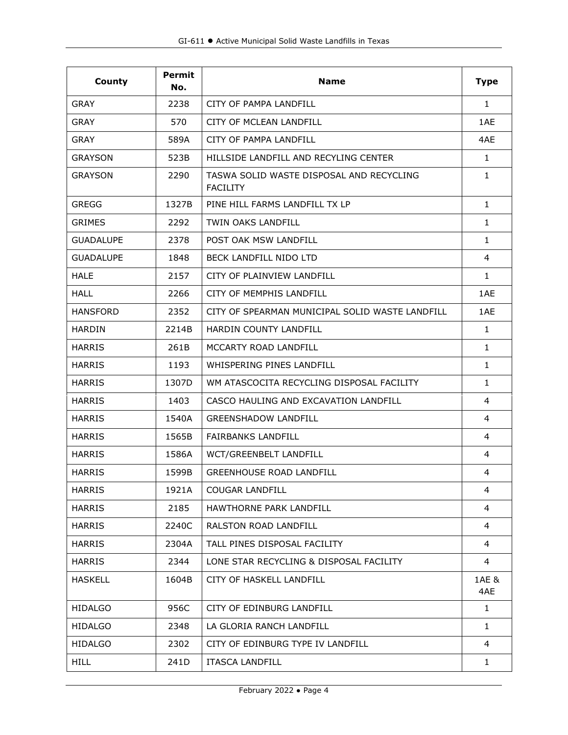| County | Permit No. | Name | Type |
|---|---|---|---|
| GRAY | 2238 | CITY OF PAMPA LANDFILL | 1 |
| GRAY | 570 | CITY OF MCLEAN LANDFILL | 1AE |
| GRAY | 589A | CITY OF PAMPA LANDFILL | 4AE |
| GRAYSON | 523B | HILLSIDE LANDFILL AND RECYLING CENTER | 1 |
| GRAYSON | 2290 | TASWA SOLID WASTE DISPOSAL AND RECYCLING FACILITY | 1 |
| GREGG | 1327B | PINE HILL FARMS LANDFILL TX LP | 1 |
| GRIMES | 2292 | TWIN OAKS LANDFILL | 1 |
| GUADALUPE | 2378 | POST OAK MSW LANDFILL | 1 |
| GUADALUPE | 1848 | BECK LANDFILL NIDO LTD | 4 |
| HALE | 2157 | CITY OF PLAINVIEW LANDFILL | 1 |
| HALL | 2266 | CITY OF MEMPHIS LANDFILL | 1AE |
| HANSFORD | 2352 | CITY OF SPEARMAN MUNICIPAL SOLID WASTE LANDFILL | 1AE |
| HARDIN | 2214B | HARDIN COUNTY LANDFILL | 1 |
| HARRIS | 261B | MCCARTY ROAD LANDFILL | 1 |
| HARRIS | 1193 | WHISPERING PINES LANDFILL | 1 |
| HARRIS | 1307D | WM ATASCOCITA RECYCLING DISPOSAL FACILITY | 1 |
| HARRIS | 1403 | CASCO HAULING AND EXCAVATION LANDFILL | 4 |
| HARRIS | 1540A | GREENSHADOW LANDFILL | 4 |
| HARRIS | 1565B | FAIRBANKS LANDFILL | 4 |
| HARRIS | 1586A | WCT/GREENBELT LANDFILL | 4 |
| HARRIS | 1599B | GREENHOUSE ROAD LANDFILL | 4 |
| HARRIS | 1921A | COUGAR LANDFILL | 4 |
| HARRIS | 2185 | HAWTHORNE PARK LANDFILL | 4 |
| HARRIS | 2240C | RALSTON ROAD LANDFILL | 4 |
| HARRIS | 2304A | TALL PINES DISPOSAL FACILITY | 4 |
| HARRIS | 2344 | LONE STAR RECYCLING & DISPOSAL FACILITY | 4 |
| HASKELL | 1604B | CITY OF HASKELL LANDFILL | 1AE & 4AE |
| HIDALGO | 956C | CITY OF EDINBURG LANDFILL | 1 |
| HIDALGO | 2348 | LA GLORIA RANCH LANDFILL | 1 |
| HIDALGO | 2302 | CITY OF EDINBURG TYPE IV LANDFILL | 4 |
| HILL | 241D | ITASCA LANDFILL | 1 |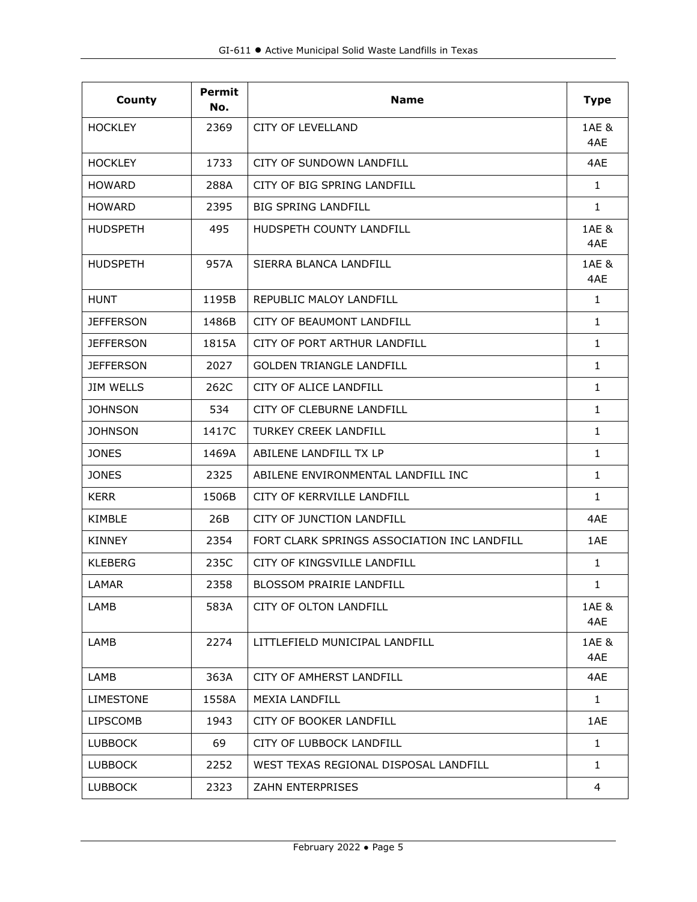| County | Permit No. | Name | Type |
| --- | --- | --- | --- |
| HOCKLEY | 2369 | CITY OF LEVELLAND | 1AE & 4AE |
| HOCKLEY | 1733 | CITY OF SUNDOWN LANDFILL | 4AE |
| HOWARD | 288A | CITY OF BIG SPRING LANDFILL | 1 |
| HOWARD | 2395 | BIG SPRING LANDFILL | 1 |
| HUDSPETH | 495 | HUDSPETH COUNTY LANDFILL | 1AE & 4AE |
| HUDSPETH | 957A | SIERRA BLANCA LANDFILL | 1AE & 4AE |
| HUNT | 1195B | REPUBLIC MALOY LANDFILL | 1 |
| JEFFERSON | 1486B | CITY OF BEAUMONT LANDFILL | 1 |
| JEFFERSON | 1815A | CITY OF PORT ARTHUR LANDFILL | 1 |
| JEFFERSON | 2027 | GOLDEN TRIANGLE LANDFILL | 1 |
| JIM WELLS | 262C | CITY OF ALICE LANDFILL | 1 |
| JOHNSON | 534 | CITY OF CLEBURNE LANDFILL | 1 |
| JOHNSON | 1417C | TURKEY CREEK LANDFILL | 1 |
| JONES | 1469A | ABILENE LANDFILL TX LP | 1 |
| JONES | 2325 | ABILENE ENVIRONMENTAL LANDFILL INC | 1 |
| KERR | 1506B | CITY OF KERRVILLE LANDFILL | 1 |
| KIMBLE | 26B | CITY OF JUNCTION LANDFILL | 4AE |
| KINNEY | 2354 | FORT CLARK SPRINGS ASSOCIATION INC LANDFILL | 1AE |
| KLEBERG | 235C | CITY OF KINGSVILLE LANDFILL | 1 |
| LAMAR | 2358 | BLOSSOM PRAIRIE LANDFILL | 1 |
| LAMB | 583A | CITY OF OLTON LANDFILL | 1AE & 4AE |
| LAMB | 2274 | LITTLEFIELD MUNICIPAL LANDFILL | 1AE & 4AE |
| LAMB | 363A | CITY OF AMHERST LANDFILL | 4AE |
| LIMESTONE | 1558A | MEXIA LANDFILL | 1 |
| LIPSCOMB | 1943 | CITY OF BOOKER LANDFILL | 1AE |
| LUBBOCK | 69 | CITY OF LUBBOCK LANDFILL | 1 |
| LUBBOCK | 2252 | WEST TEXAS REGIONAL DISPOSAL LANDFILL | 1 |
| LUBBOCK | 2323 | ZAHN ENTERPRISES | 4 |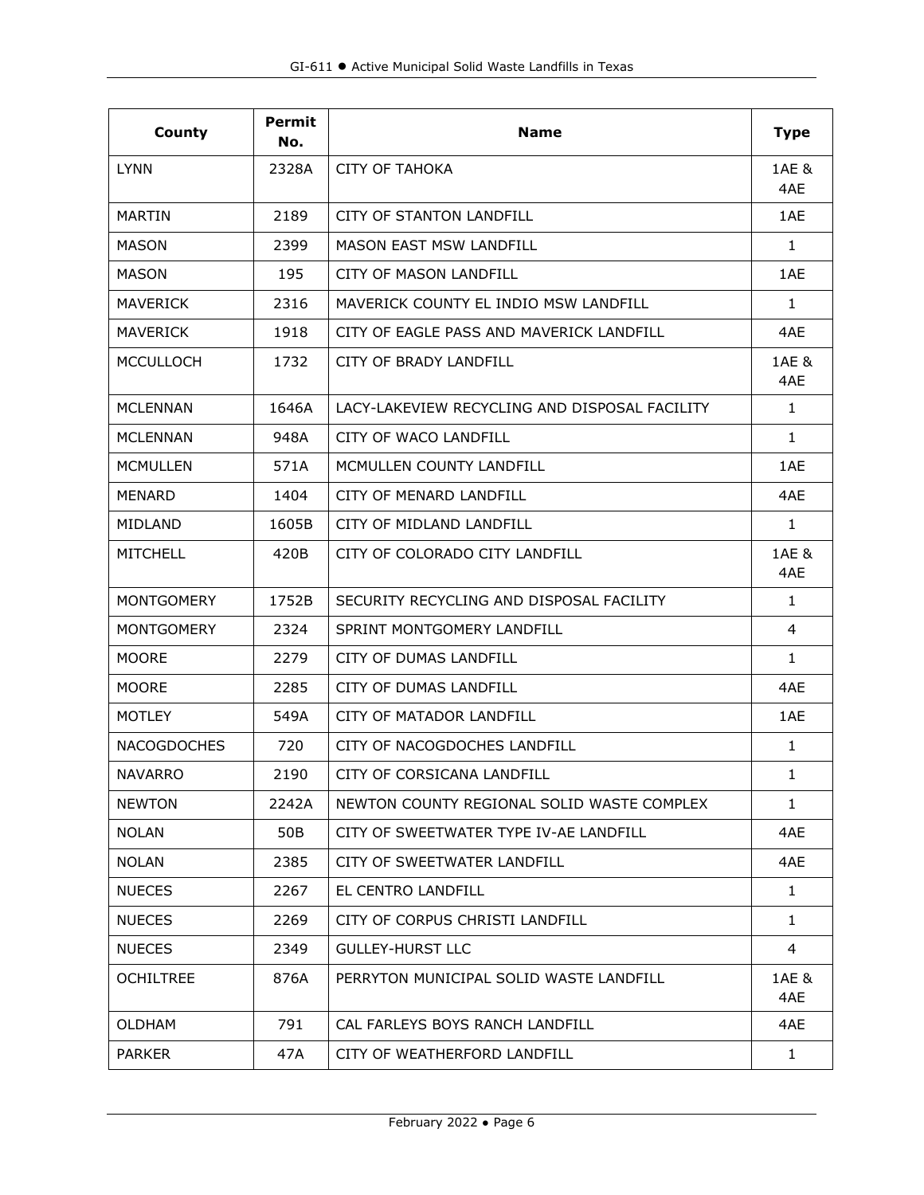| County | Permit No. | Name | Type |
| --- | --- | --- | --- |
| LYNN | 2328A | CITY OF TAHOKA | 1AE & 4AE |
| MARTIN | 2189 | CITY OF STANTON LANDFILL | 1AE |
| MASON | 2399 | MASON EAST MSW LANDFILL | 1 |
| MASON | 195 | CITY OF MASON LANDFILL | 1AE |
| MAVERICK | 2316 | MAVERICK COUNTY EL INDIO MSW LANDFILL | 1 |
| MAVERICK | 1918 | CITY OF EAGLE PASS AND MAVERICK LANDFILL | 4AE |
| MCCULLOCH | 1732 | CITY OF BRADY LANDFILL | 1AE & 4AE |
| MCLENNAN | 1646A | LACY-LAKEVIEW RECYCLING AND DISPOSAL FACILITY | 1 |
| MCLENNAN | 948A | CITY OF WACO LANDFILL | 1 |
| MCMULLEN | 571A | MCMULLEN COUNTY LANDFILL | 1AE |
| MENARD | 1404 | CITY OF MENARD LANDFILL | 4AE |
| MIDLAND | 1605B | CITY OF MIDLAND LANDFILL | 1 |
| MITCHELL | 420B | CITY OF COLORADO CITY LANDFILL | 1AE & 4AE |
| MONTGOMERY | 1752B | SECURITY RECYCLING AND DISPOSAL FACILITY | 1 |
| MONTGOMERY | 2324 | SPRINT MONTGOMERY LANDFILL | 4 |
| MOORE | 2279 | CITY OF DUMAS LANDFILL | 1 |
| MOORE | 2285 | CITY OF DUMAS LANDFILL | 4AE |
| MOTLEY | 549A | CITY OF MATADOR LANDFILL | 1AE |
| NACOGDOCHES | 720 | CITY OF NACOGDOCHES LANDFILL | 1 |
| NAVARRO | 2190 | CITY OF CORSICANA LANDFILL | 1 |
| NEWTON | 2242A | NEWTON COUNTY REGIONAL SOLID WASTE COMPLEX | 1 |
| NOLAN | 50B | CITY OF SWEETWATER TYPE IV-AE LANDFILL | 4AE |
| NOLAN | 2385 | CITY OF SWEETWATER LANDFILL | 4AE |
| NUECES | 2267 | EL CENTRO LANDFILL | 1 |
| NUECES | 2269 | CITY OF CORPUS CHRISTI LANDFILL | 1 |
| NUECES | 2349 | GULLEY-HURST LLC | 4 |
| OCHILTREE | 876A | PERRYTON MUNICIPAL SOLID WASTE LANDFILL | 1AE & 4AE |
| OLDHAM | 791 | CAL FARLEYS BOYS RANCH LANDFILL | 4AE |
| PARKER | 47A | CITY OF WEATHERFORD LANDFILL | 1 |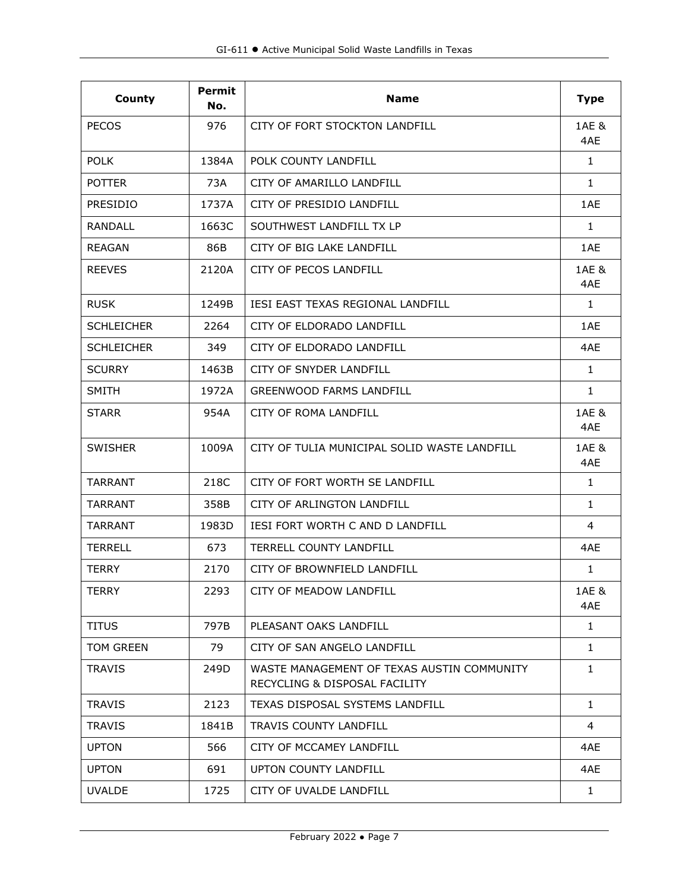| County | Permit No. | Name | Type |
|---|---|---|---|
| PECOS | 976 | CITY OF FORT STOCKTON LANDFILL | 1AE & 4AE |
| POLK | 1384A | POLK COUNTY LANDFILL | 1 |
| POTTER | 73A | CITY OF AMARILLO LANDFILL | 1 |
| PRESIDIO | 1737A | CITY OF PRESIDIO LANDFILL | 1AE |
| RANDALL | 1663C | SOUTHWEST LANDFILL TX LP | 1 |
| REAGAN | 86B | CITY OF BIG LAKE LANDFILL | 1AE |
| REEVES | 2120A | CITY OF PECOS LANDFILL | 1AE & 4AE |
| RUSK | 1249B | IESI EAST TEXAS REGIONAL LANDFILL | 1 |
| SCHLEICHER | 2264 | CITY OF ELDORADO LANDFILL | 1AE |
| SCHLEICHER | 349 | CITY OF ELDORADO LANDFILL | 4AE |
| SCURRY | 1463B | CITY OF SNYDER LANDFILL | 1 |
| SMITH | 1972A | GREENWOOD FARMS LANDFILL | 1 |
| STARR | 954A | CITY OF ROMA LANDFILL | 1AE & 4AE |
| SWISHER | 1009A | CITY OF TULIA MUNICIPAL SOLID WASTE LANDFILL | 1AE & 4AE |
| TARRANT | 218C | CITY OF FORT WORTH SE LANDFILL | 1 |
| TARRANT | 358B | CITY OF ARLINGTON LANDFILL | 1 |
| TARRANT | 1983D | IESI FORT WORTH C AND D LANDFILL | 4 |
| TERRELL | 673 | TERRELL COUNTY LANDFILL | 4AE |
| TERRY | 2170 | CITY OF BROWNFIELD LANDFILL | 1 |
| TERRY | 2293 | CITY OF MEADOW LANDFILL | 1AE & 4AE |
| TITUS | 797B | PLEASANT OAKS LANDFILL | 1 |
| TOM GREEN | 79 | CITY OF SAN ANGELO LANDFILL | 1 |
| TRAVIS | 249D | WASTE MANAGEMENT OF TEXAS AUSTIN COMMUNITY RECYCLING & DISPOSAL FACILITY | 1 |
| TRAVIS | 2123 | TEXAS DISPOSAL SYSTEMS LANDFILL | 1 |
| TRAVIS | 1841B | TRAVIS COUNTY LANDFILL | 4 |
| UPTON | 566 | CITY OF MCCAMEY LANDFILL | 4AE |
| UPTON | 691 | UPTON COUNTY LANDFILL | 4AE |
| UVALDE | 1725 | CITY OF UVALDE LANDFILL | 1 |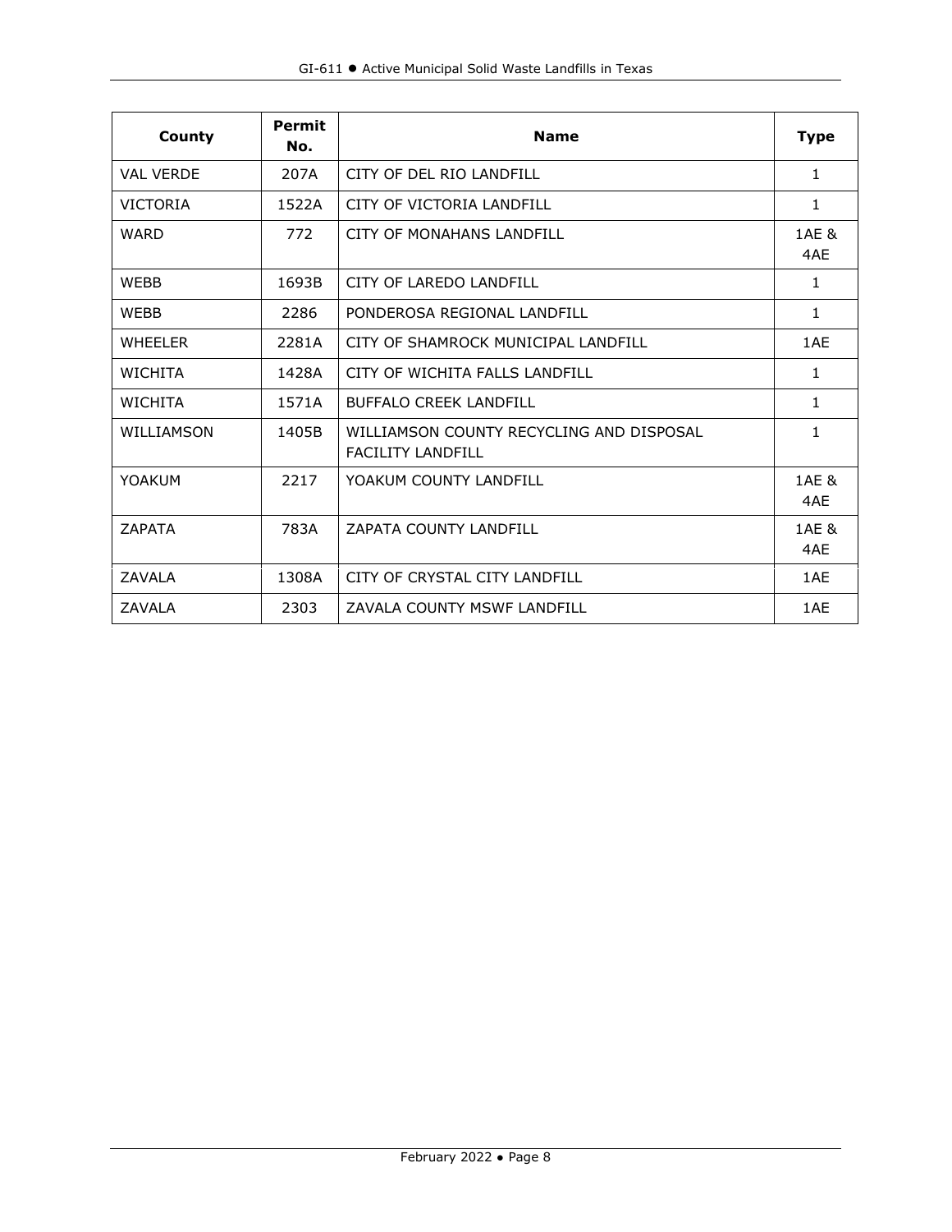| County | Permit No. | Name | Type |
|---|---|---|---|
| VAL VERDE | 207A | CITY OF DEL RIO LANDFILL | 1 |
| VICTORIA | 1522A | CITY OF VICTORIA LANDFILL | 1 |
| WARD | 772 | CITY OF MONAHANS LANDFILL | 1AE & 4AE |
| WEBB | 1693B | CITY OF LAREDO LANDFILL | 1 |
| WEBB | 2286 | PONDEROSA REGIONAL LANDFILL | 1 |
| WHEELER | 2281A | CITY OF SHAMROCK MUNICIPAL LANDFILL | 1AE |
| WICHITA | 1428A | CITY OF WICHITA FALLS LANDFILL | 1 |
| WICHITA | 1571A | BUFFALO CREEK LANDFILL | 1 |
| WILLIAMSON | 1405B | WILLIAMSON COUNTY RECYCLING AND DISPOSAL FACILITY LANDFILL | 1 |
| YOAKUM | 2217 | YOAKUM COUNTY LANDFILL | 1AE & 4AE |
| ZAPATA | 783A | ZAPATA COUNTY LANDFILL | 1AE & 4AE |
| ZAVALA | 1308A | CITY OF CRYSTAL CITY LANDFILL | 1AE |
| ZAVALA | 2303 | ZAVALA COUNTY MSWF LANDFILL | 1AE |